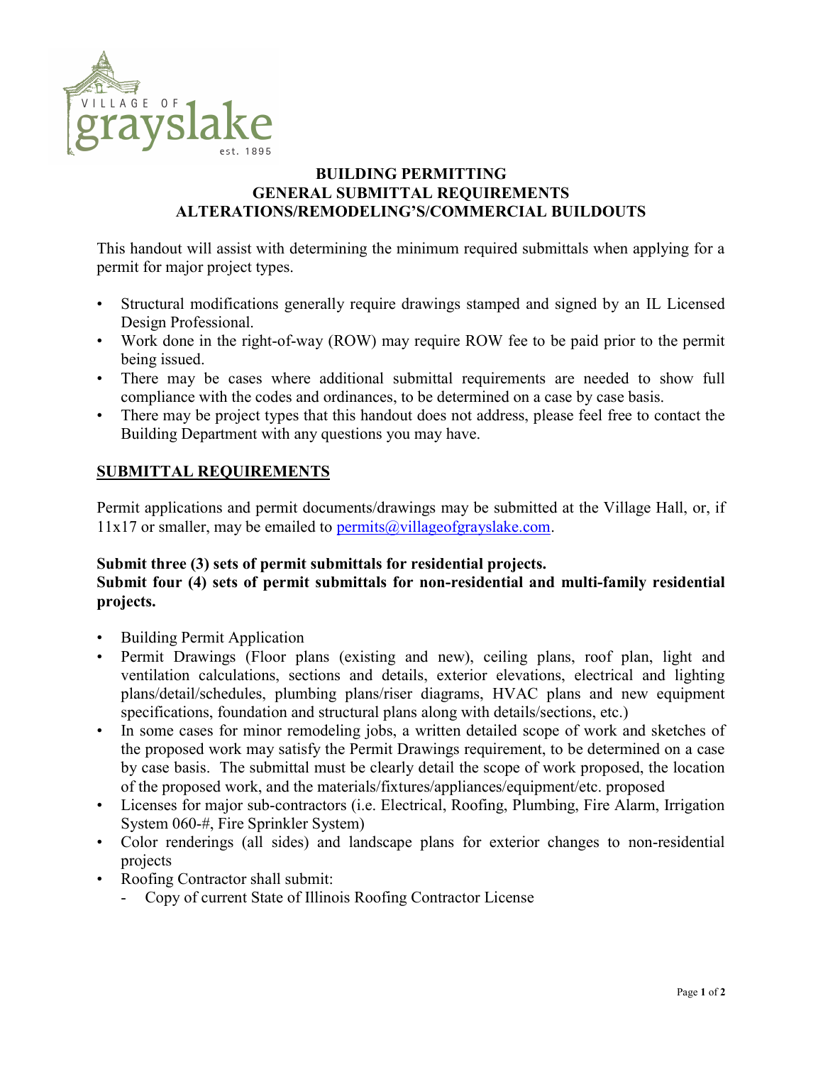# BUILDING PERMITTING
# GENERAL SUBMITTAL REQUIREMENTS
# ALTERATIONS/REMODELING'S/COMMERCIAL BUILDOUTS

This handout will assist with determining the minimum required submittals when applying for a permit for major project types.

- Structural modifications generally require drawings stamped and signed by an IL Licensed Design Professional.
- Work done in the right-of-way (ROW) may require ROW fee to be paid prior to the permit being issued.
- There may be cases where additional submittal requirements are needed to show full compliance with the codes and ordinances, to be determined on a case by case basis.
- There may be project types that this handout does not address, please feel free to contact the Building Department with any questions you may have.

## SUBMITTAL REQUIREMENTS

Permit applications and permit documents/drawings may be submitted at the Village Hall, or, if 11x17 or smaller, may be emailed to permits@villageofgrayslake.com.

**Submit three (3) sets of permit submittals for residential projects.**
**Submit four (4) sets of permit submittals for non-residential and multi-family residential projects.**

- Building Permit Application
- Permit Drawings (Floor plans (existing and new), ceiling plans, roof plan, light and ventilation calculations, sections and details, exterior elevations, electrical and lighting plans/detail/schedules, plumbing plans/riser diagrams, HVAC plans and new equipment specifications, foundation and structural plans along with details/sections, etc.)
- In some cases for minor remodeling jobs, a written detailed scope of work and sketches of the proposed work may satisfy the Permit Drawings requirement, to be determined on a case by case basis. The submittal must be clearly detail the scope of work proposed, the location of the proposed work, and the materials/fixtures/appliances/equipment/etc. proposed
- Licenses for major sub-contractors (i.e. Electrical, Roofing, Plumbing, Fire Alarm, Irrigation System 060-#, Fire Sprinkler System)
- Color renderings (all sides) and landscape plans for exterior changes to non-residential projects
- Roofing Contractor shall submit:
  - Copy of current State of Illinois Roofing Contractor License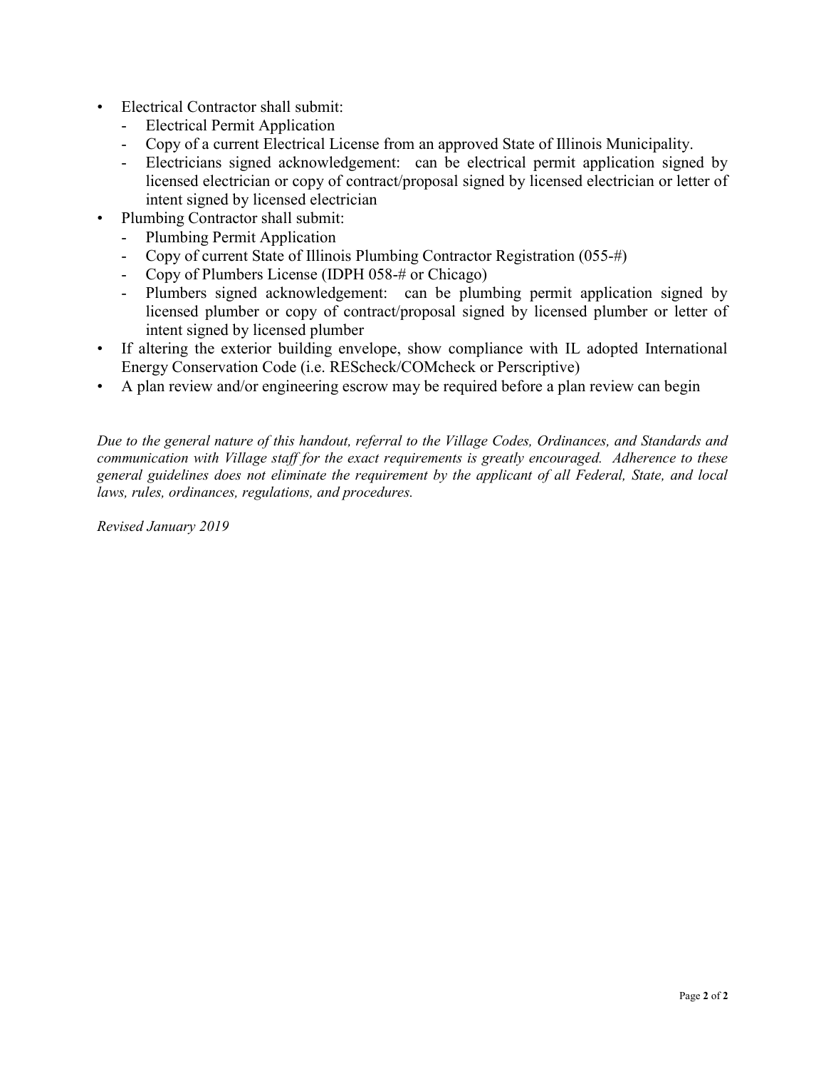- Electrical Contractor shall submit:
  - Electrical Permit Application
  - Copy of a current Electrical License from an approved State of Illinois Municipality.
  - Electricians signed acknowledgement: can be electrical permit application signed by licensed electrician or copy of contract/proposal signed by licensed electrician or letter of intent signed by licensed electrician
- Plumbing Contractor shall submit:
  - Plumbing Permit Application
  - Copy of current State of Illinois Plumbing Contractor Registration (055-#)
  - Copy of Plumbers License (IDPH 058-# or Chicago)
  - Plumbers signed acknowledgement: can be plumbing permit application signed by licensed plumber or copy of contract/proposal signed by licensed plumber or letter of intent signed by licensed plumber
- If altering the exterior building envelope, show compliance with IL adopted International Energy Conservation Code (i.e. REScheck/COMcheck or Perscriptive)
- A plan review and/or engineering escrow may be required before a plan review can begin

*Due to the general nature of this handout, referral to the Village Codes, Ordinances, and Standards and communication with Village staff for the exact requirements is greatly encouraged. Adherence to these general guidelines does not eliminate the requirement by the applicant of all Federal, State, and local laws, rules, ordinances, regulations, and procedures.*

*Revised January 2019*